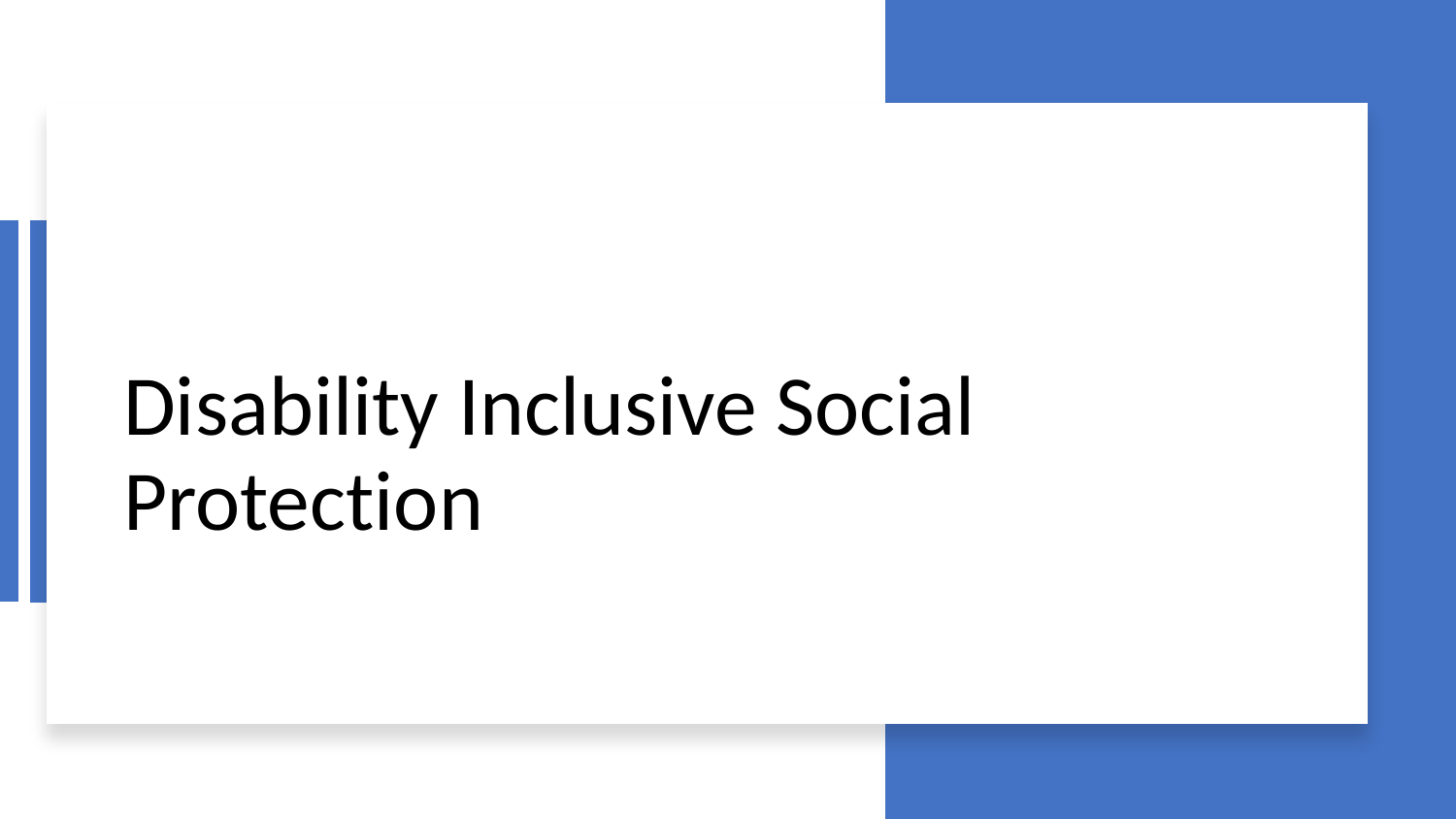# Disability Inclusive Social Protection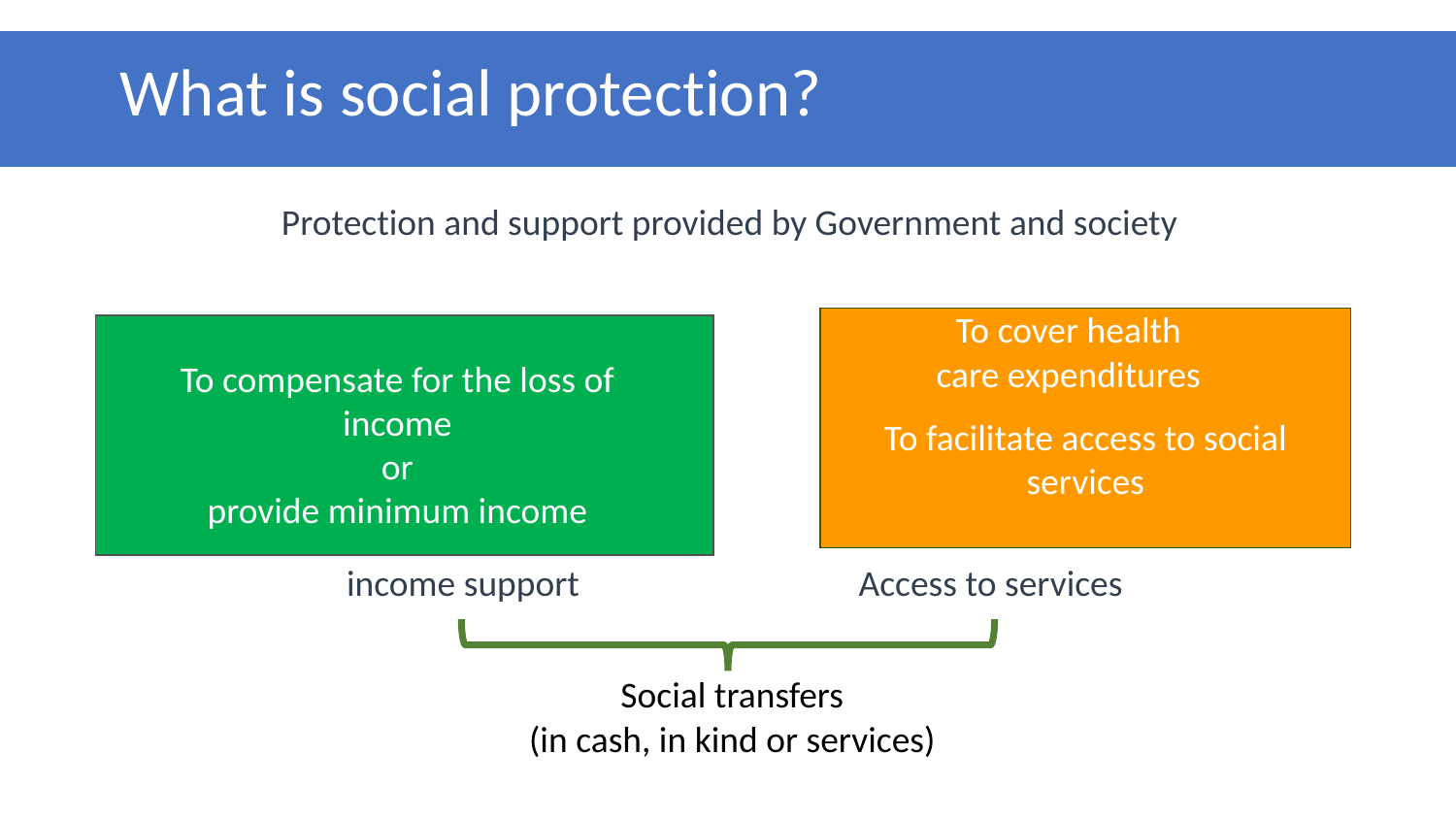# What is social protection?

Protection and support provided by Government and society

To compensate for the loss of income
or
provide minimum income

income support

To cover health care expenditures

To facilitate access to social services

Access to services

Social transfers
(in cash, in kind or services)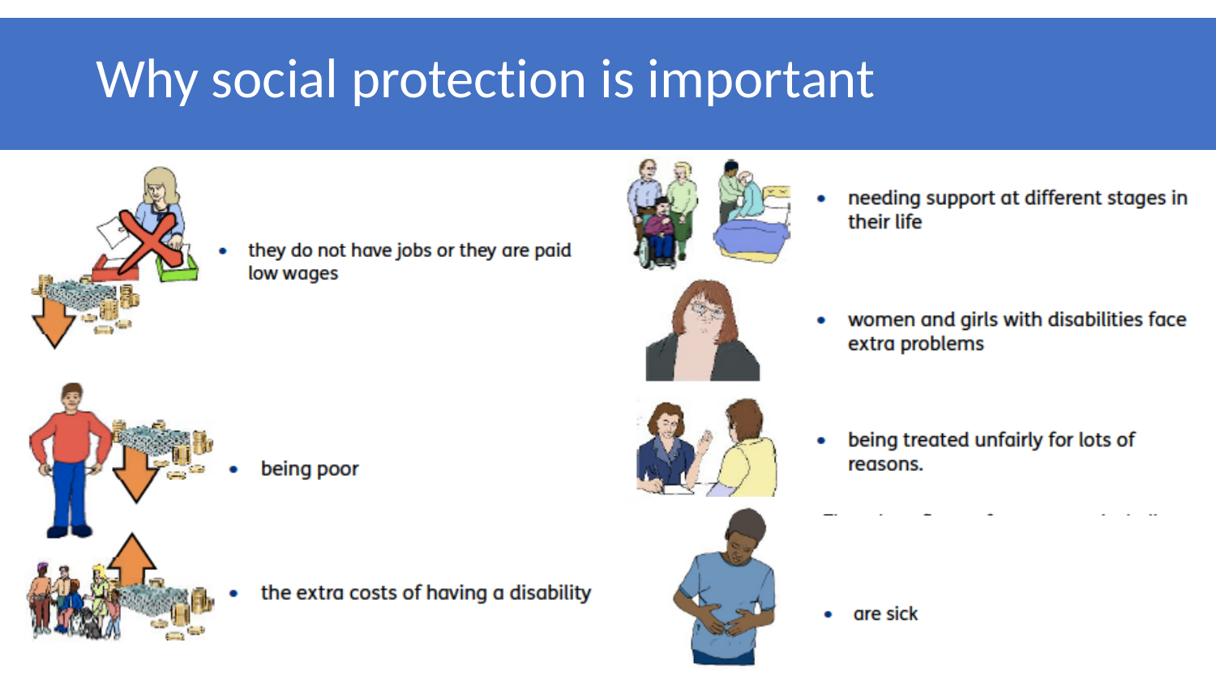# Why social protection is important

- they do not have jobs or they are paid low wages
- being poor
- the extra costs of having a disability
- needing support at different stages in their life
- women and girls with disabilities face extra problems
- being treated unfairly for lots of reasons.
- are sick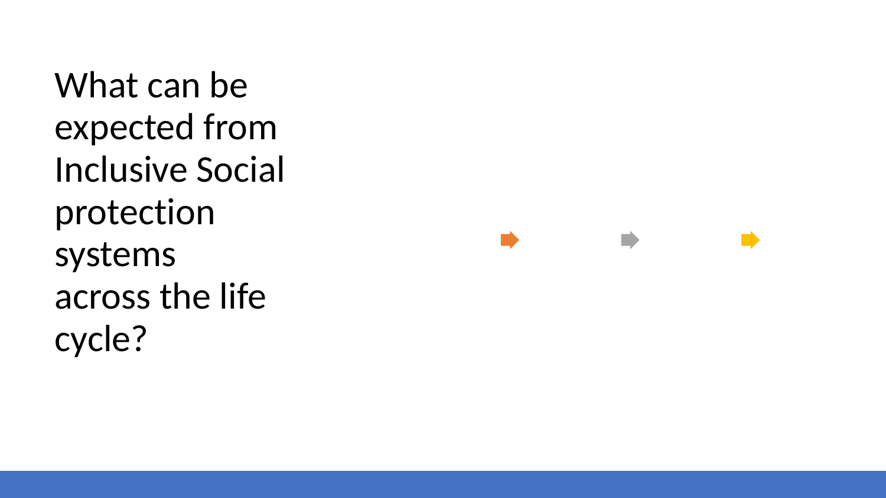# What can be expected from Inclusive Social protection systems across the life cycle?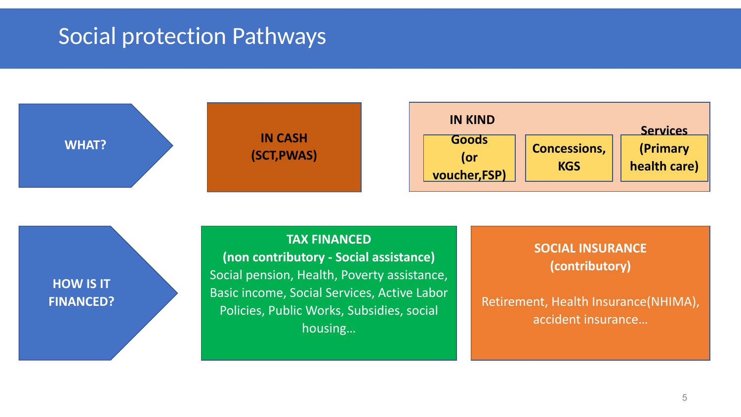# Social protection Pathways

**WHAT?**

**IN CASH (SCT,PWAS)**

**IN KIND**

- **Goods (or voucher,FSP)**
- **Concessions, KGS**
- **Services (Primary health care)**

**HOW IS IT FINANCED?**

**TAX FINANCED (non contributory - Social assistance)**

Social pension, Health, Poverty assistance, Basic income, Social Services, Active Labor Policies, Public Works, Subsidies, social housing…

**SOCIAL INSURANCE (contributory)**

Retirement, Health Insurance(NHIMA), accident insurance…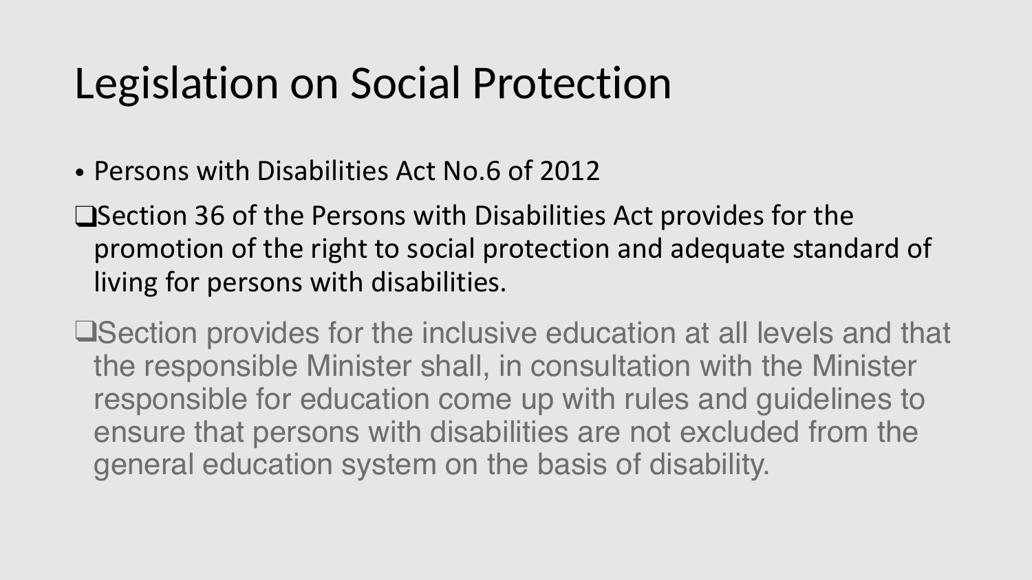# Legislation on Social Protection

- Persons with Disabilities Act No.6 of 2012

❑ Section 36 of the Persons with Disabilities Act provides for the promotion of the right to social protection and adequate standard of living for persons with disabilities.

❑ Section provides for the inclusive education at all levels and that the responsible Minister shall, in consultation with the Minister responsible for education come up with rules and guidelines to ensure that persons with disabilities are not excluded from the general education system on the basis of disability.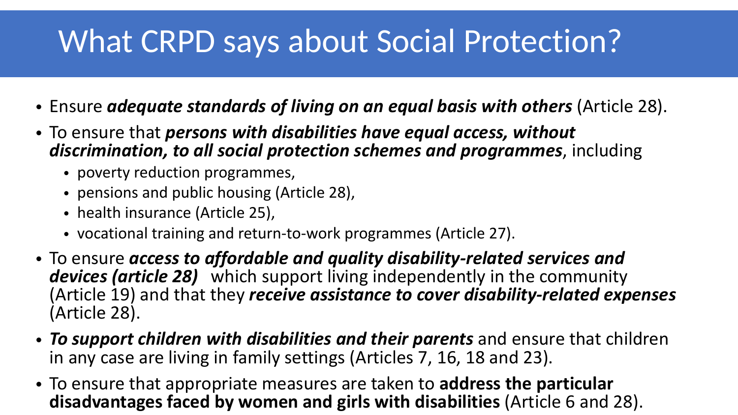# What CRPD says about Social Protection?

- Ensure ***adequate standards of living on an equal basis with others*** (Article 28).
- To ensure that ***persons with disabilities have equal access, without discrimination, to all social protection schemes and programmes***, including
  - poverty reduction programmes,
  - pensions and public housing (Article 28),
  - health insurance (Article 25),
  - vocational training and return-to-work programmes (Article 27).
- To ensure ***access to affordable and quality disability-related services and devices (article 28)*** which support living independently in the community (Article 19) and that they ***receive assistance to cover disability-related expenses*** (Article 28).
- ***To support children with disabilities and their parents*** and ensure that children in any case are living in family settings (Articles 7, 16, 18 and 23).
- To ensure that appropriate measures are taken to **address the particular disadvantages faced by women and girls with disabilities** (Article 6 and 28).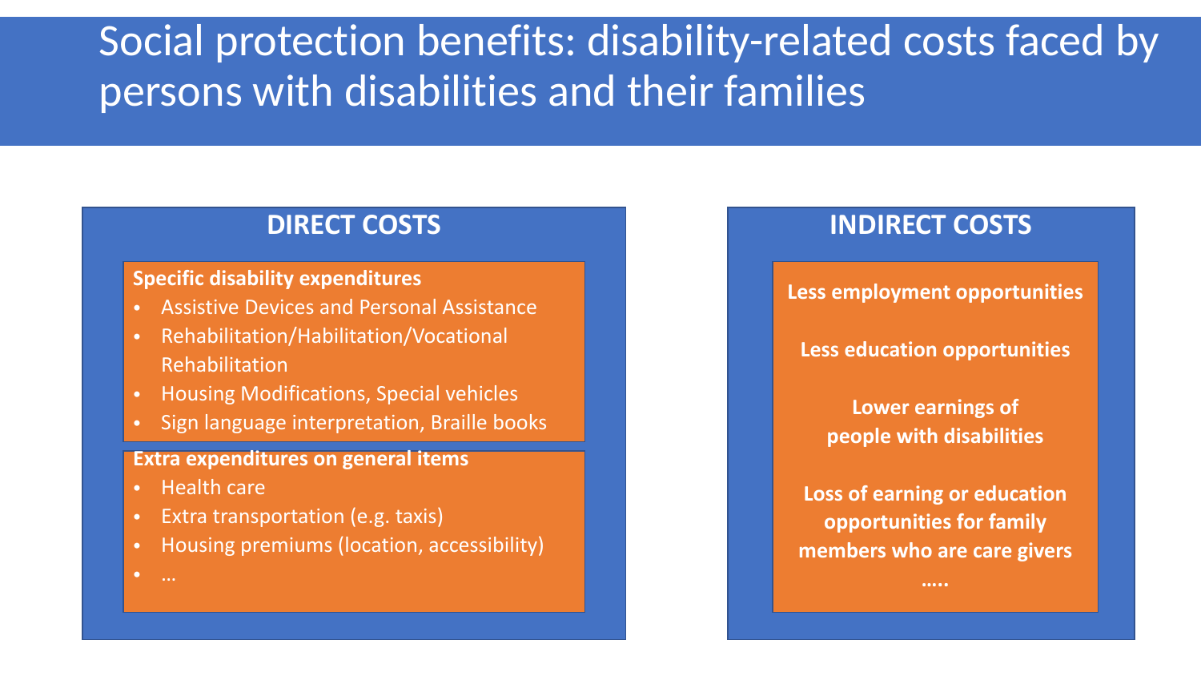# Social protection benefits: disability-related costs faced by persons with disabilities and their families

## DIRECT COSTS

**Specific disability expenditures**

- Assistive Devices and Personal Assistance
- Rehabilitation/Habilitation/Vocational Rehabilitation
- Housing Modifications, Special vehicles
- Sign language interpretation, Braille books

**Extra expenditures on general items**

- Health care
- Extra transportation (e.g. taxis)
- Housing premiums (location, accessibility)
- …

## INDIRECT COSTS

**Less employment opportunities**

**Less education opportunities**

**Lower earnings of people with disabilities**

**Loss of earning or education opportunities for family members who are care givers**

**…..**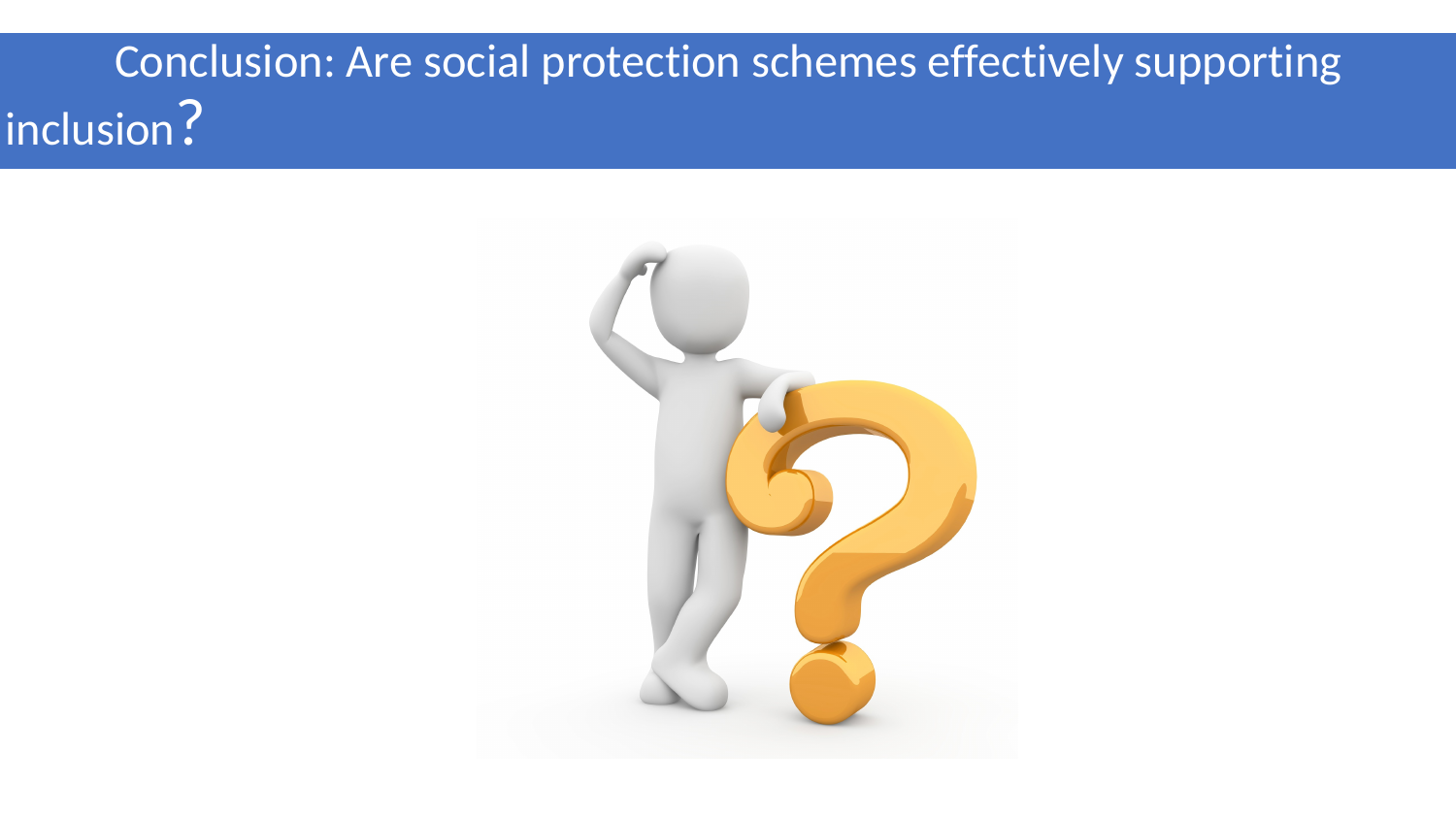# Conclusion: Are social protection schemes effectively supporting inclusion?